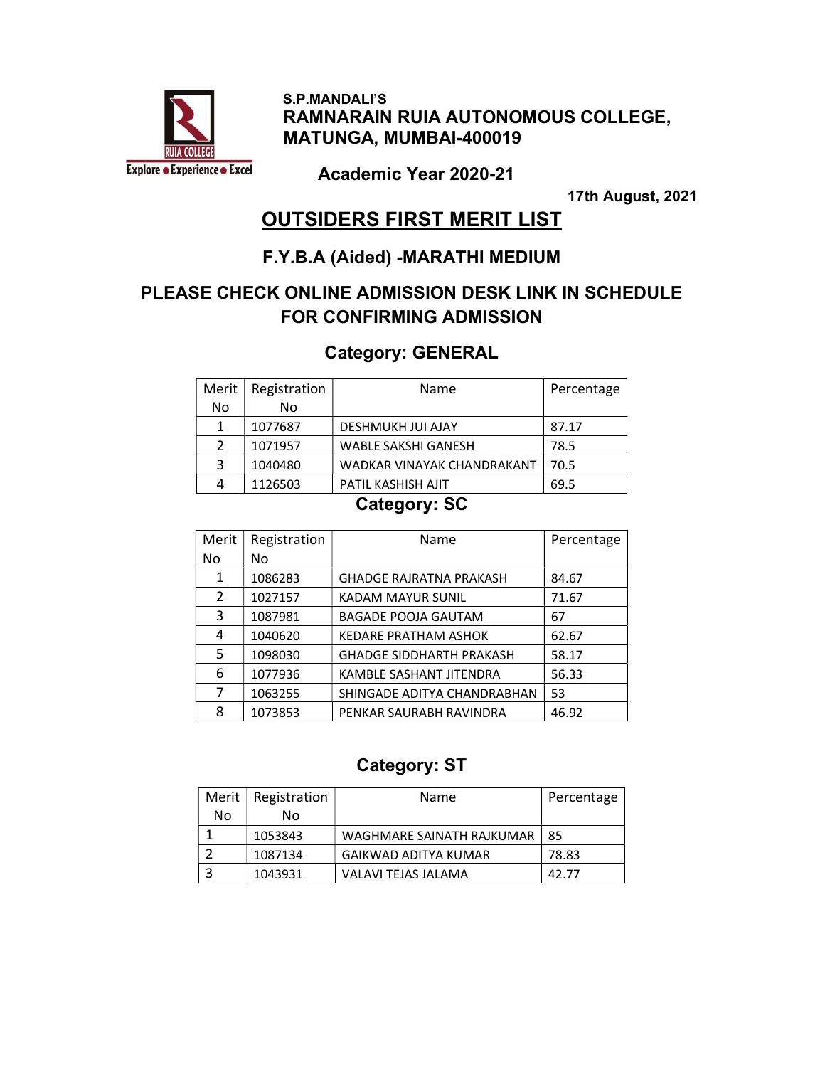S.P.MANDALI'S

**RAMNARAIN RUIA AUTONOMOUS COLLEGE, MATUNGA, MUMBAI-400019**

Explore ● Experience ● Excel

**Academic Year 2020-21**

**17th August, 2021**

# OUTSIDERS FIRST MERIT LIST

## F.Y.B.A (Aided) -MARATHI MEDIUM

## PLEASE CHECK ONLINE ADMISSION DESK LINK IN SCHEDULE FOR CONFIRMING ADMISSION

### Category: GENERAL

| Merit No | Registration No | Name | Percentage |
|---|---|---|---|
| 1 | 1077687 | DESHMUKH JUI AJAY | 87.17 |
| 2 | 1071957 | WABLE SAKSHI GANESH | 78.5 |
| 3 | 1040480 | WADKAR VINAYAK CHANDRAKANT | 70.5 |
| 4 | 1126503 | PATIL KASHISH AJIT | 69.5 |

### Category: SC

| Merit No | Registration No | Name | Percentage |
|---|---|---|---|
| 1 | 1086283 | GHADGE RAJRATNA PRAKASH | 84.67 |
| 2 | 1027157 | KADAM MAYUR SUNIL | 71.67 |
| 3 | 1087981 | BAGADE POOJA GAUTAM | 67 |
| 4 | 1040620 | KEDARE PRATHAM ASHOK | 62.67 |
| 5 | 1098030 | GHADGE SIDDHARTH PRAKASH | 58.17 |
| 6 | 1077936 | KAMBLE SASHANT JITENDRA | 56.33 |
| 7 | 1063255 | SHINGADE ADITYA CHANDRABHAN | 53 |
| 8 | 1073853 | PENKAR SAURABH RAVINDRA | 46.92 |

### Category: ST

| Merit No | Registration No | Name | Percentage |
|---|---|---|---|
| 1 | 1053843 | WAGHMARE SAINATH RAJKUMAR | 85 |
| 2 | 1087134 | GAIKWAD ADITYA KUMAR | 78.83 |
| 3 | 1043931 | VALAVI TEJAS JALAMA | 42.77 |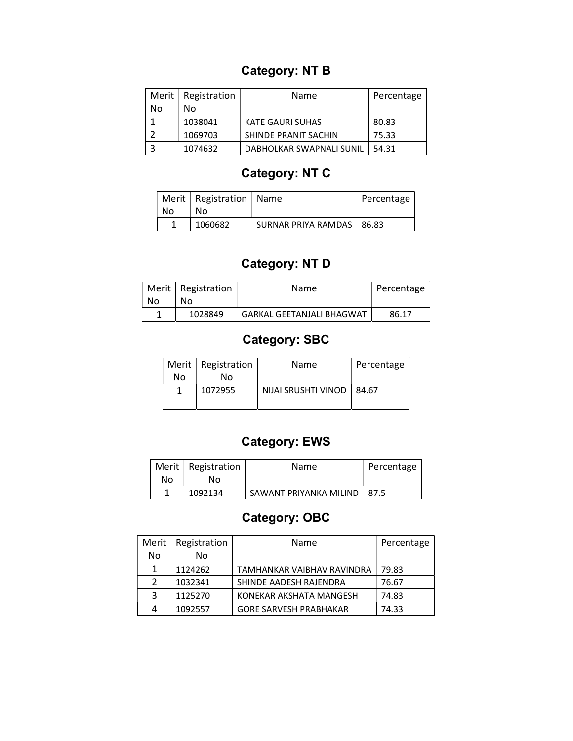## Category: NT B

| Merit No | Registration No | Name | Percentage |
|---|---|---|---|
| 1 | 1038041 | KATE GAURI SUHAS | 80.83 |
| 2 | 1069703 | SHINDE PRANIT SACHIN | 75.33 |
| 3 | 1074632 | DABHOLKAR SWAPNALI SUNIL | 54.31 |

## Category: NT C

| Merit No | Registration No | Name | Percentage |
|---|---|---|---|
| 1 | 1060682 | SURNAR PRIYA RAMDAS | 86.83 |

## Category: NT D

| Merit No | Registration No | Name | Percentage |
|---|---|---|---|
| 1 | 1028849 | GARKAL GEETANJALI BHAGWAT | 86.17 |

## Category: SBC

| Merit No | Registration No | Name | Percentage |
|---|---|---|---|
| 1 | 1072955 | NIJAI SRUSHTI VINOD | 84.67 |

## Category: EWS

| Merit No | Registration No | Name | Percentage |
|---|---|---|---|
| 1 | 1092134 | SAWANT PRIYANKA MILIND | 87.5 |

## Category: OBC

| Merit No | Registration No | Name | Percentage |
|---|---|---|---|
| 1 | 1124262 | TAMHANKAR VAIBHAV RAVINDRA | 79.83 |
| 2 | 1032341 | SHINDE AADESH RAJENDRA | 76.67 |
| 3 | 1125270 | KONEKAR AKSHATA MANGESH | 74.83 |
| 4 | 1092557 | GORE SARVESH PRABHAKAR | 74.33 |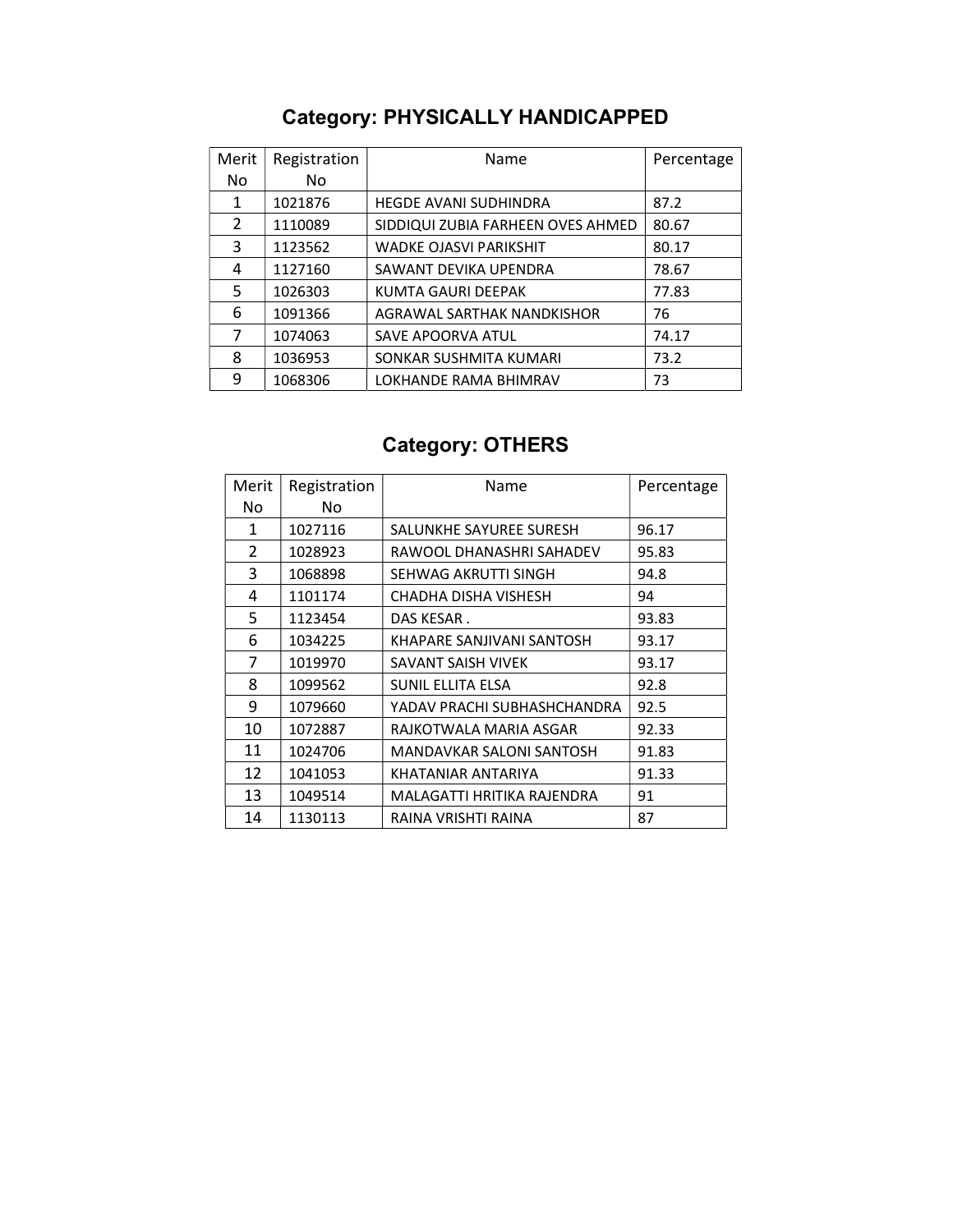## Category: PHYSICALLY HANDICAPPED

| Merit No | Registration No | Name | Percentage |
|---|---|---|---|
| 1 | 1021876 | HEGDE AVANI SUDHINDRA | 87.2 |
| 2 | 1110089 | SIDDIQUI ZUBIA FARHEEN OVES AHMED | 80.67 |
| 3 | 1123562 | WADKE OJASVI PARIKSHIT | 80.17 |
| 4 | 1127160 | SAWANT DEVIKA UPENDRA | 78.67 |
| 5 | 1026303 | KUMTA GAURI DEEPAK | 77.83 |
| 6 | 1091366 | AGRAWAL SARTHAK NANDKISHOR | 76 |
| 7 | 1074063 | SAVE APOORVA ATUL | 74.17 |
| 8 | 1036953 | SONKAR SUSHMITA KUMARI | 73.2 |
| 9 | 1068306 | LOKHANDE RAMA BHIMRAV | 73 |

## Category: OTHERS

| Merit No | Registration No | Name | Percentage |
|---|---|---|---|
| 1 | 1027116 | SALUNKHE SAYUREE SURESH | 96.17 |
| 2 | 1028923 | RAWOOL DHANASHRI SAHADEV | 95.83 |
| 3 | 1068898 | SEHWAG AKRUTTI SINGH | 94.8 |
| 4 | 1101174 | CHADHA DISHA VISHESH | 94 |
| 5 | 1123454 | DAS KESAR . | 93.83 |
| 6 | 1034225 | KHAPARE SANJIVANI SANTOSH | 93.17 |
| 7 | 1019970 | SAVANT SAISH VIVEK | 93.17 |
| 8 | 1099562 | SUNIL ELLITA ELSA | 92.8 |
| 9 | 1079660 | YADAV PRACHI SUBHASHCHANDRA | 92.5 |
| 10 | 1072887 | RAJKOTWALA MARIA ASGAR | 92.33 |
| 11 | 1024706 | MANDAVKAR SALONI SANTOSH | 91.83 |
| 12 | 1041053 | KHATANIAR ANTARIYA | 91.33 |
| 13 | 1049514 | MALAGATTI HRITIKA RAJENDRA | 91 |
| 14 | 1130113 | RAINA VRISHTI RAINA | 87 |